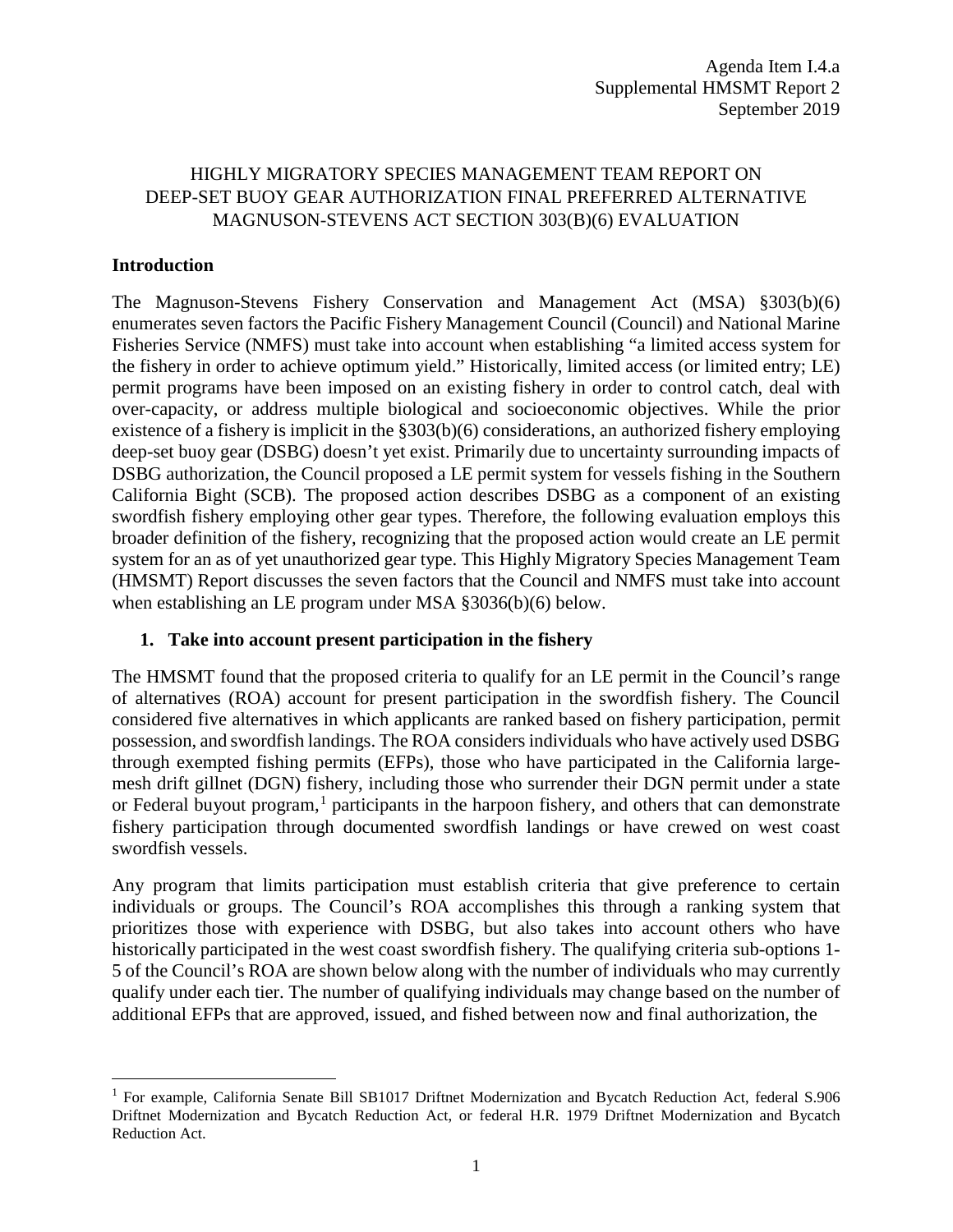Agenda Item I.4.a
Supplemental HMSMT Report 2
September 2019

# HIGHLY MIGRATORY SPECIES MANAGEMENT TEAM REPORT ON DEEP-SET BUOY GEAR AUTHORIZATION FINAL PREFERRED ALTERNATIVE MAGNUSON-STEVENS ACT SECTION 303(B)(6) EVALUATION

## Introduction

The Magnuson-Stevens Fishery Conservation and Management Act (MSA) §303(b)(6) enumerates seven factors the Pacific Fishery Management Council (Council) and National Marine Fisheries Service (NMFS) must take into account when establishing "a limited access system for the fishery in order to achieve optimum yield." Historically, limited access (or limited entry; LE) permit programs have been imposed on an existing fishery in order to control catch, deal with over-capacity, or address multiple biological and socioeconomic objectives. While the prior existence of a fishery is implicit in the §303(b)(6) considerations, an authorized fishery employing deep-set buoy gear (DSBG) doesn't yet exist. Primarily due to uncertainty surrounding impacts of DSBG authorization, the Council proposed a LE permit system for vessels fishing in the Southern California Bight (SCB). The proposed action describes DSBG as a component of an existing swordfish fishery employing other gear types. Therefore, the following evaluation employs this broader definition of the fishery, recognizing that the proposed action would create an LE permit system for an as of yet unauthorized gear type. This Highly Migratory Species Management Team (HMSMT) Report discusses the seven factors that the Council and NMFS must take into account when establishing an LE program under MSA §3036(b)(6) below.

### 1. Take into account present participation in the fishery

The HMSMT found that the proposed criteria to qualify for an LE permit in the Council's range of alternatives (ROA) account for present participation in the swordfish fishery. The Council considered five alternatives in which applicants are ranked based on fishery participation, permit possession, and swordfish landings. The ROA considers individuals who have actively used DSBG through exempted fishing permits (EFPs), those who have participated in the California large-mesh drift gillnet (DGN) fishery, including those who surrender their DGN permit under a state or Federal buyout program,[1] participants in the harpoon fishery, and others that can demonstrate fishery participation through documented swordfish landings or have crewed on west coast swordfish vessels.

Any program that limits participation must establish criteria that give preference to certain individuals or groups. The Council's ROA accomplishes this through a ranking system that prioritizes those with experience with DSBG, but also takes into account others who have historically participated in the west coast swordfish fishery. The qualifying criteria sub-options 1-5 of the Council's ROA are shown below along with the number of individuals who may currently qualify under each tier. The number of qualifying individuals may change based on the number of additional EFPs that are approved, issued, and fished between now and final authorization, the

[1] For example, California Senate Bill SB1017 Driftnet Modernization and Bycatch Reduction Act, federal S.906 Driftnet Modernization and Bycatch Reduction Act, or federal H.R. 1979 Driftnet Modernization and Bycatch Reduction Act.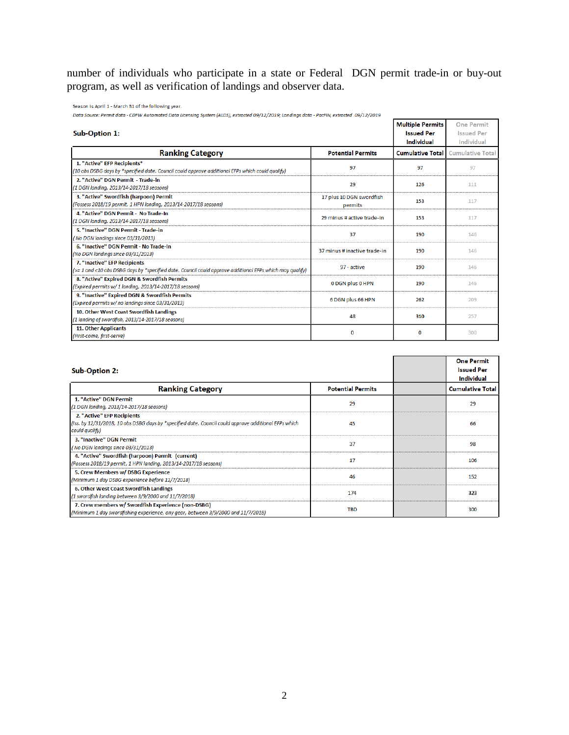number of individuals who participate in a state or Federal DGN permit trade-in or buy-out program, as well as verification of landings and observer data.

Season is April 1 - March 31 of the following year.

*Data Source: Permit data - CDFW Automated Data Licensing System (ALDS), extracted 09/12/2019; Landings data - PacFIN, extracted 09/12/2019*

**Sub-Option 1:**

| Ranking Category | Potential Permits | Multiple Permits Issued Per Individual<br>Cumulative Total | One Permit Issued Per Individual<br>Cumulative Total |
|---|---|---|---|
| **1. "Active" EFP Recipients***<br>*(10 obs DSBG days by *specified date. Council could approve additional EFPs which could qualify)* | 97 | 97 | 97 |
| **2. "Active" DGN Permit - Trade-in**<br>*(1 DGN landing, 2013/14-2017/18 seasons)* | 29 | 126 | 111 |
| **3. "Active" Swordfish (harpoon) Permit**<br>*(Possess 2018/19 permit, 1 HPN landing, 2013/14-2017/18 seasons)* | 17 plus 10 DGN swordfish permits | 153 | 117 |
| **4. "Active" DGN Permit - No Trade-In**<br>*(1 DGN landing, 2013/14-2017/18 seasons)* | 29 minus # active trade-in | 153 | 117 |
| **5. "Inactive" DGN Permit - Trade-in**<br>*( No DGN landings since 03/31/2013)* | 37 | 190 | 146 |
| **6. "Inactive" DGN Permit - No Trade-In**<br>*(No DGN landings since 03/31/2013)* | 37 minus # inactive trade-in | 190 | 146 |
| **7. "Inactive" EFP Recipients**<br>*(>= 1 and <10 obs DSBG days by *specified date. Council could approve additional EFPs which may qualify)* | 97 - active | 190 | 146 |
| **8. "Active" Expired DGN & Swordfish Permits**<br>*(Expired permits w/ 1 landing, 2013/14-2017/18 seasons)* | 0 DGN plus 0 HPN | 190 | 146 |
| **9. "Inactive" Expired DGN & Swordfish Permits**<br>*(Expired permits w/ no landings since 03/31/2013)* | 6 DGN plus 66 HPN | 262 | 209 |
| **10. Other West Coast Swordfish Landings**<br>*(1 landing of swordfish, 2013/14-2017/18 seasons)* | 48 | 310 | 257 |
| **11. Other Applicants**<br>*(First-come, first-serve)* | 0 | 0 | 300 |

**Sub-Option 2:**

| Ranking Category | Potential Permits | | One Permit Issued Per Individual<br>Cumulative Total |
|---|---|---|---|
| **1. "Active" DGN Permit**<br>*(1 DGN landing, 2013/14-2017/18 seasons)* | 29 | | 29 |
| **2. "Active" EFP Recipients**<br>*(Iss. by 12/31/2018, 10 obs DSBG days by *specified date. Council could approve additional EFPs which could qualify)* | 45 | | 66 |
| **3. "Inactive" DGN Permit**<br>*( No DGN landings since 03/31/2013)* | 37 | | 98 |
| **4. "Active" Swordfish (harpoon) Permit (current)**<br>*(Possess 2018/19 permit, 1 HPN landing, 2013/14-2017/18 seasons)* | 17 | | 106 |
| **5. Crew Members w/ DSBG Experience**<br>*(Minimum 1 day DSBG experience before 11/7/2018)* | 46 | | 152 |
| **6. Other West Coast Swordfish Landings**<br>*(1 swordfish landing between 3/9/2000 and 11/7/2018)* | 174 | | 323 |
| **7. Crew members w/ Swordfish Experience (non-DSBG)**<br>*(Minimum 1 day swordfishing experience, any gear, between 3/9/2000 and 11/7/2018)* | TBD | | 300 |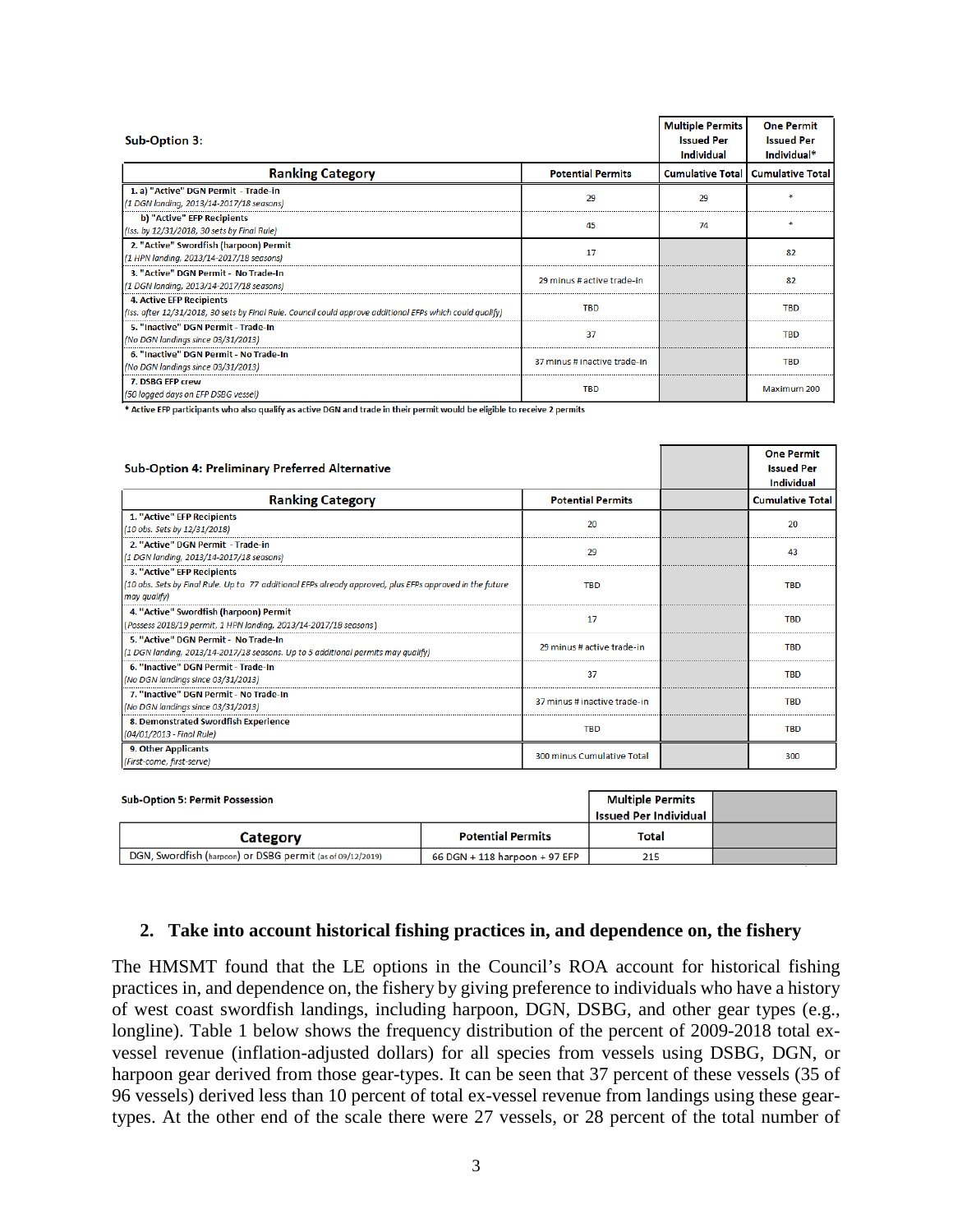**Sub-Option 3:**

| Ranking Category | Potential Permits | Multiple Permits Issued Per Individual<br>Cumulative Total | One Permit Issued Per Individual*<br>Cumulative Total |
|---|---|---|---|
| 1. a) "Active" DGN Permit - Trade-in<br>*(1 DGN landing, 2013/14-2017/18 seasons)* | 29 | 29 | * |
| b) "Active" EFP Recipients<br>*(Iss. by 12/31/2018, 30 sets by Final Rule)* | 45 | 74 | * |
| 2. "Active" Swordfish (harpoon) Permit<br>*(1 HPN landing, 2013/14-2017/18 seasons)* | 17 | | 82 |
| 3. "Active" DGN Permit - No Trade-In<br>*(1 DGN landing, 2013/14-2017/18 seasons)* | 29 minus # active trade-in | | 82 |
| 4. Active EFP Recipients<br>*(Iss. after 12/31/2018, 30 sets by Final Rule. Council could approve additional EFPs which could qualify)* | TBD | | TBD |
| 5. "Inactive" DGN Permit - Trade-In<br>*(No DGN landings since 03/31/2013)* | 37 | | TBD |
| 6. "Inactive" DGN Permit - No Trade-In<br>*(No DGN landings since 03/31/2013)* | 37 minus # inactive trade-in | | TBD |
| 7. DSBG EFP crew<br>*(50 logged days on EFP DSBG vessel)* | TBD | | Maximum 200 |

\* Active EFP participants who also qualify as active DGN and trade in their permit would be eligible to receive 2 permits

**Sub-Option 4: Preliminary Preferred Alternative**

| Ranking Category | Potential Permits | | One Permit Issued Per Individual<br>Cumulative Total |
|---|---|---|---|
| 1. "Active" EFP Recipients<br>*(10 obs. Sets by 12/31/2018)* | 20 | | 20 |
| 2. "Active" DGN Permit - Trade-in<br>*(1 DGN landing, 2013/14-2017/18 seasons)* | 29 | | 43 |
| 3. "Active" EFP Recipients<br>*(10 obs. Sets by Final Rule. Up to 77 additional EFPs already approved, plus EFPs approved in the future may qualify)* | TBD | | TBD |
| 4. "Active" Swordfish (harpoon) Permit<br>*(Possess 2018/19 permit, 1 HPN landing, 2013/14-2017/18 seasons)* | 17 | | TBD |
| 5. "Active" DGN Permit - No Trade-In<br>*(1 DGN landing, 2013/14-2017/18 seasons. Up to 5 additional permits may qualify)* | 29 minus # active trade-in | | TBD |
| 6. "Inactive" DGN Permit - Trade-In<br>*(No DGN landings since 03/31/2013)* | 37 | | TBD |
| 7. "Inactive" DGN Permit - No Trade-In<br>*(No DGN landings since 03/31/2013)* | 37 minus # inactive trade-in | | TBD |
| 8. Demonstrated Swordfish Experience<br>*(04/01/2013 - Final Rule)* | TBD | | TBD |
| 9. Other Applicants<br>*(First-come, first-serve)* | 300 minus Cumulative Total | | 300 |

**Sub-Option 5: Permit Possession**

| Category | Potential Permits | Multiple Permits Issued Per Individual<br>Total | |
|---|---|---|---|
| DGN, Swordfish (harpoon) or DSBG permit (as of 09/12/2019) | 66 DGN + 118 harpoon + 97 EFP | 215 | |

## 2. Take into account historical fishing practices in, and dependence on, the fishery

The HMSMT found that the LE options in the Council's ROA account for historical fishing practices in, and dependence on, the fishery by giving preference to individuals who have a history of west coast swordfish landings, including harpoon, DGN, DSBG, and other gear types (e.g., longline). Table 1 below shows the frequency distribution of the percent of 2009-2018 total ex-vessel revenue (inflation-adjusted dollars) for all species from vessels using DSBG, DGN, or harpoon gear derived from those gear-types. It can be seen that 37 percent of these vessels (35 of 96 vessels) derived less than 10 percent of total ex-vessel revenue from landings using these gear-types. At the other end of the scale there were 27 vessels, or 28 percent of the total number of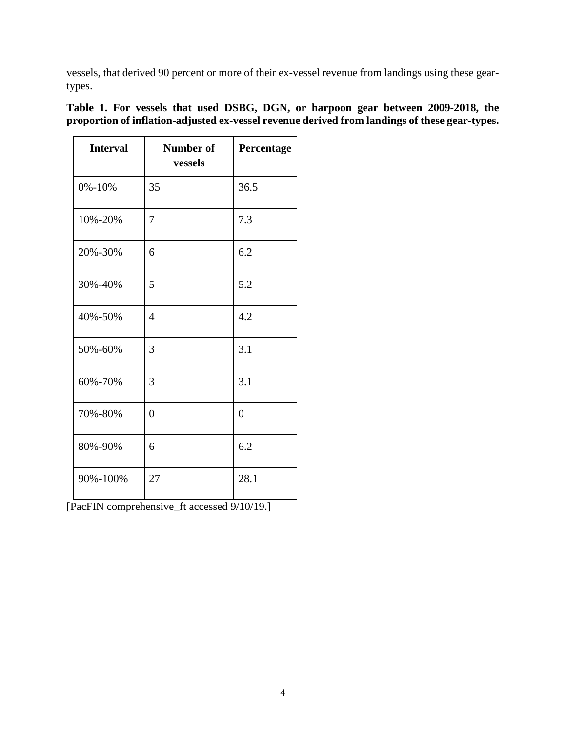vessels, that derived 90 percent or more of their ex-vessel revenue from landings using these gear-types.

**Table 1. For vessels that used DSBG, DGN, or harpoon gear between 2009-2018, the proportion of inflation-adjusted ex-vessel revenue derived from landings of these gear-types.**

| Interval | Number of vessels | Percentage |
|---|---|---|
| 0%-10% | 35 | 36.5 |
| 10%-20% | 7 | 7.3 |
| 20%-30% | 6 | 6.2 |
| 30%-40% | 5 | 5.2 |
| 40%-50% | 4 | 4.2 |
| 50%-60% | 3 | 3.1 |
| 60%-70% | 3 | 3.1 |
| 70%-80% | 0 | 0 |
| 80%-90% | 6 | 6.2 |
| 90%-100% | 27 | 28.1 |

[PacFIN comprehensive_ft accessed 9/10/19.]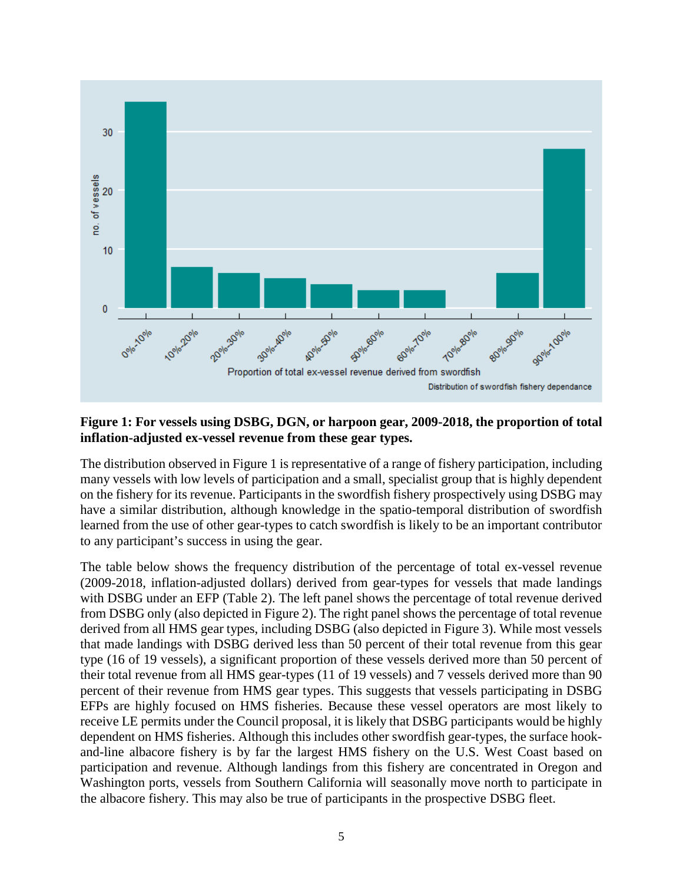**Figure 1: For vessels using DSBG, DGN, or harpoon gear, 2009-2018, the proportion of total inflation-adjusted ex-vessel revenue from these gear types.**

The distribution observed in Figure 1 is representative of a range of fishery participation, including many vessels with low levels of participation and a small, specialist group that is highly dependent on the fishery for its revenue. Participants in the swordfish fishery prospectively using DSBG may have a similar distribution, although knowledge in the spatio-temporal distribution of swordfish learned from the use of other gear-types to catch swordfish is likely to be an important contributor to any participant's success in using the gear.

The table below shows the frequency distribution of the percentage of total ex-vessel revenue (2009-2018, inflation-adjusted dollars) derived from gear-types for vessels that made landings with DSBG under an EFP (Table 2). The left panel shows the percentage of total revenue derived from DSBG only (also depicted in Figure 2). The right panel shows the percentage of total revenue derived from all HMS gear types, including DSBG (also depicted in Figure 3). While most vessels that made landings with DSBG derived less than 50 percent of their total revenue from this gear type (16 of 19 vessels), a significant proportion of these vessels derived more than 50 percent of their total revenue from all HMS gear-types (11 of 19 vessels) and 7 vessels derived more than 90 percent of their revenue from HMS gear types. This suggests that vessels participating in DSBG EFPs are highly focused on HMS fisheries. Because these vessel operators are most likely to receive LE permits under the Council proposal, it is likely that DSBG participants would be highly dependent on HMS fisheries. Although this includes other swordfish gear-types, the surface hook-and-line albacore fishery is by far the largest HMS fishery on the U.S. West Coast based on participation and revenue. Although landings from this fishery are concentrated in Oregon and Washington ports, vessels from Southern California will seasonally move north to participate in the albacore fishery. This may also be true of participants in the prospective DSBG fleet.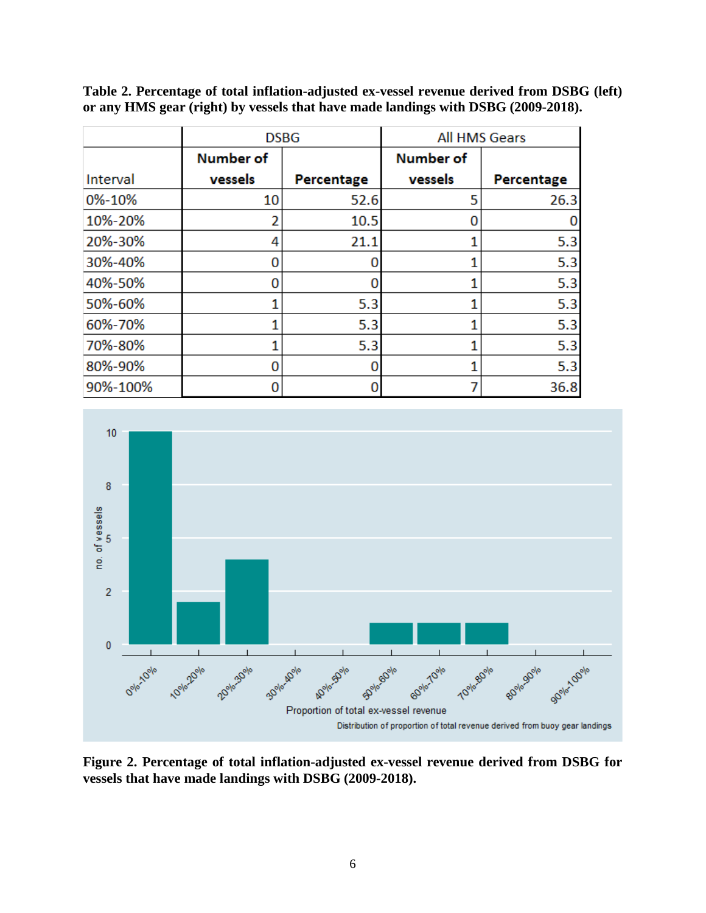**Table 2. Percentage of total inflation-adjusted ex-vessel revenue derived from DSBG (left) or any HMS gear (right) by vessels that have made landings with DSBG (2009-2018).**

| | DSBG | | All HMS Gears | |
|---|---|---|---|---|
| Interval | Number of vessels | Percentage | Number of vessels | Percentage |
| 0%-10% | 10 | 52.6 | 5 | 26.3 |
| 10%-20% | 2 | 10.5 | 0 | 0 |
| 20%-30% | 4 | 21.1 | 1 | 5.3 |
| 30%-40% | 0 | 0 | 1 | 5.3 |
| 40%-50% | 0 | 0 | 1 | 5.3 |
| 50%-60% | 1 | 5.3 | 1 | 5.3 |
| 60%-70% | 1 | 5.3 | 1 | 5.3 |
| 70%-80% | 1 | 5.3 | 1 | 5.3 |
| 80%-90% | 0 | 0 | 1 | 5.3 |
| 90%-100% | 0 | 0 | 7 | 36.8 |

**Figure 2. Percentage of total inflation-adjusted ex-vessel revenue derived from DSBG for vessels that have made landings with DSBG (2009-2018).**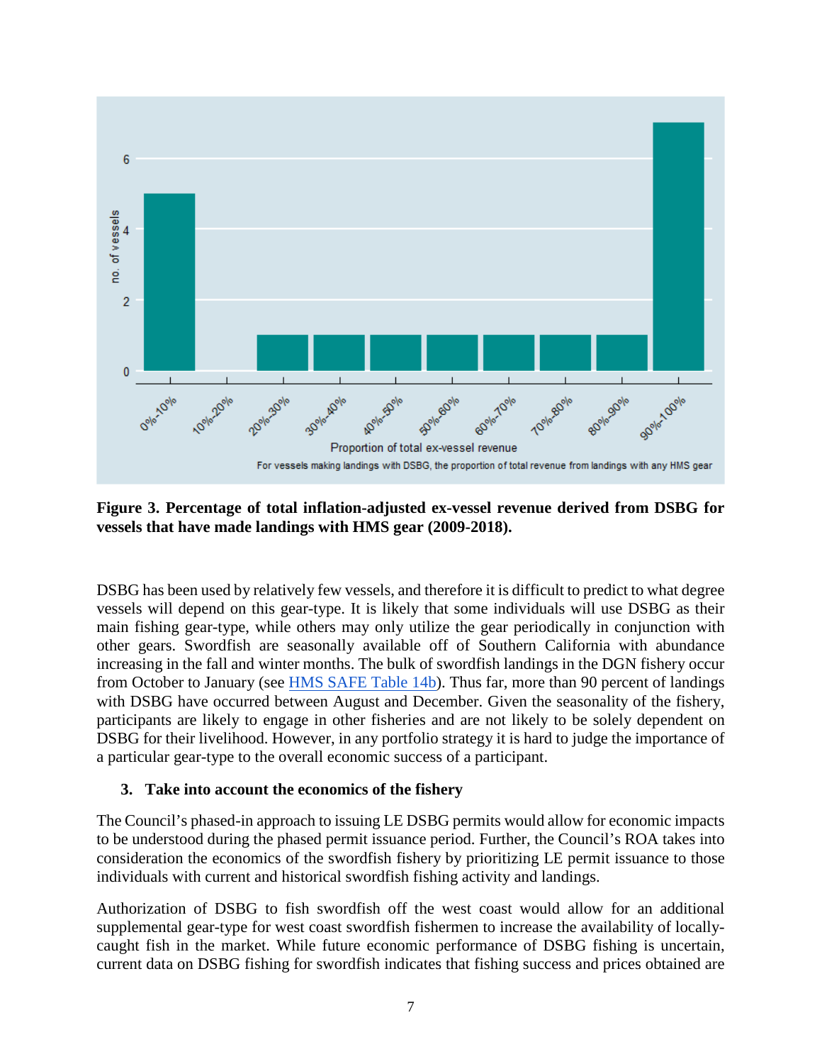**Figure 3. Percentage of total inflation-adjusted ex-vessel revenue derived from DSBG for vessels that have made landings with HMS gear (2009-2018).**

DSBG has been used by relatively few vessels, and therefore it is difficult to predict to what degree vessels will depend on this gear-type. It is likely that some individuals will use DSBG as their main fishing gear-type, while others may only utilize the gear periodically in conjunction with other gears. Swordfish are seasonally available off of Southern California with abundance increasing in the fall and winter months. The bulk of swordfish landings in the DGN fishery occur from October to January (see HMS SAFE Table 14b). Thus far, more than 90 percent of landings with DSBG have occurred between August and December. Given the seasonality of the fishery, participants are likely to engage in other fisheries and are not likely to be solely dependent on DSBG for their livelihood. However, in any portfolio strategy it is hard to judge the importance of a particular gear-type to the overall economic success of a participant.

### 3. Take into account the economics of the fishery

The Council's phased-in approach to issuing LE DSBG permits would allow for economic impacts to be understood during the phased permit issuance period. Further, the Council's ROA takes into consideration the economics of the swordfish fishery by prioritizing LE permit issuance to those individuals with current and historical swordfish fishing activity and landings.

Authorization of DSBG to fish swordfish off the west coast would allow for an additional supplemental gear-type for west coast swordfish fishermen to increase the availability of locally-caught fish in the market. While future economic performance of DSBG fishing is uncertain, current data on DSBG fishing for swordfish indicates that fishing success and prices obtained are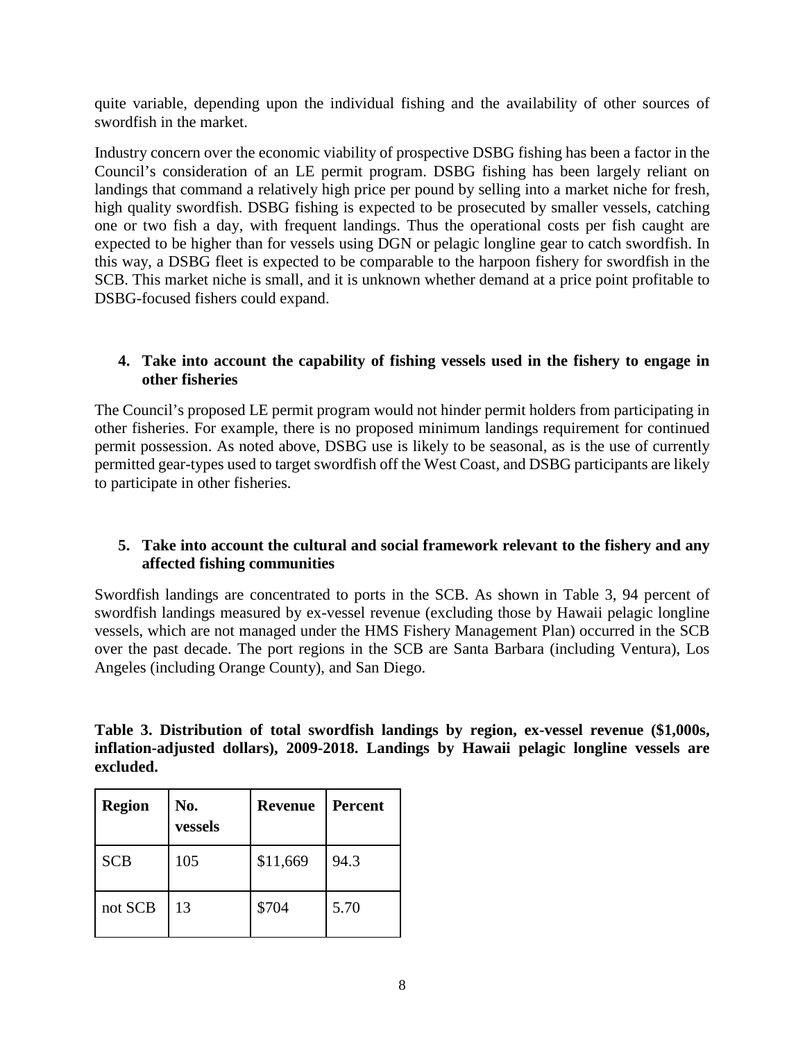quite variable, depending upon the individual fishing and the availability of other sources of swordfish in the market.

Industry concern over the economic viability of prospective DSBG fishing has been a factor in the Council's consideration of an LE permit program. DSBG fishing has been largely reliant on landings that command a relatively high price per pound by selling into a market niche for fresh, high quality swordfish. DSBG fishing is expected to be prosecuted by smaller vessels, catching one or two fish a day, with frequent landings. Thus the operational costs per fish caught are expected to be higher than for vessels using DGN or pelagic longline gear to catch swordfish. In this way, a DSBG fleet is expected to be comparable to the harpoon fishery for swordfish in the SCB. This market niche is small, and it is unknown whether demand at a price point profitable to DSBG-focused fishers could expand.

**4. Take into account the capability of fishing vessels used in the fishery to engage in other fisheries**

The Council's proposed LE permit program would not hinder permit holders from participating in other fisheries. For example, there is no proposed minimum landings requirement for continued permit possession. As noted above, DSBG use is likely to be seasonal, as is the use of currently permitted gear-types used to target swordfish off the West Coast, and DSBG participants are likely to participate in other fisheries.

**5. Take into account the cultural and social framework relevant to the fishery and any affected fishing communities**

Swordfish landings are concentrated to ports in the SCB. As shown in Table 3, 94 percent of swordfish landings measured by ex-vessel revenue (excluding those by Hawaii pelagic longline vessels, which are not managed under the HMS Fishery Management Plan) occurred in the SCB over the past decade. The port regions in the SCB are Santa Barbara (including Ventura), Los Angeles (including Orange County), and San Diego.

**Table 3. Distribution of total swordfish landings by region, ex-vessel revenue ($1,000s, inflation-adjusted dollars), 2009-2018. Landings by Hawaii pelagic longline vessels are excluded.**

| Region | No. vessels | Revenue | Percent |
| --- | --- | --- | --- |
| SCB | 105 | $11,669 | 94.3 |
| not SCB | 13 | $704 | 5.70 |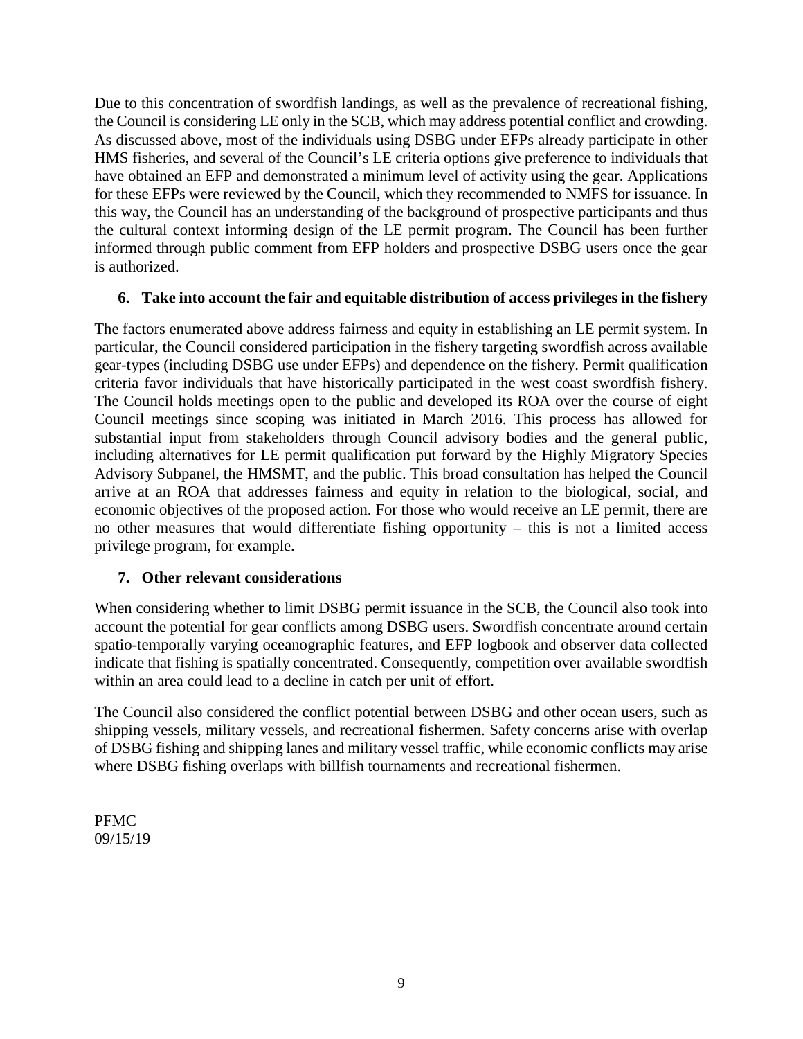Due to this concentration of swordfish landings, as well as the prevalence of recreational fishing, the Council is considering LE only in the SCB, which may address potential conflict and crowding. As discussed above, most of the individuals using DSBG under EFPs already participate in other HMS fisheries, and several of the Council's LE criteria options give preference to individuals that have obtained an EFP and demonstrated a minimum level of activity using the gear. Applications for these EFPs were reviewed by the Council, which they recommended to NMFS for issuance. In this way, the Council has an understanding of the background of prospective participants and thus the cultural context informing design of the LE permit program. The Council has been further informed through public comment from EFP holders and prospective DSBG users once the gear is authorized.

### 6. Take into account the fair and equitable distribution of access privileges in the fishery

The factors enumerated above address fairness and equity in establishing an LE permit system. In particular, the Council considered participation in the fishery targeting swordfish across available gear-types (including DSBG use under EFPs) and dependence on the fishery. Permit qualification criteria favor individuals that have historically participated in the west coast swordfish fishery. The Council holds meetings open to the public and developed its ROA over the course of eight Council meetings since scoping was initiated in March 2016. This process has allowed for substantial input from stakeholders through Council advisory bodies and the general public, including alternatives for LE permit qualification put forward by the Highly Migratory Species Advisory Subpanel, the HMSMT, and the public. This broad consultation has helped the Council arrive at an ROA that addresses fairness and equity in relation to the biological, social, and economic objectives of the proposed action. For those who would receive an LE permit, there are no other measures that would differentiate fishing opportunity – this is not a limited access privilege program, for example.

### 7. Other relevant considerations

When considering whether to limit DSBG permit issuance in the SCB, the Council also took into account the potential for gear conflicts among DSBG users. Swordfish concentrate around certain spatio-temporally varying oceanographic features, and EFP logbook and observer data collected indicate that fishing is spatially concentrated. Consequently, competition over available swordfish within an area could lead to a decline in catch per unit of effort.

The Council also considered the conflict potential between DSBG and other ocean users, such as shipping vessels, military vessels, and recreational fishermen. Safety concerns arise with overlap of DSBG fishing and shipping lanes and military vessel traffic, while economic conflicts may arise where DSBG fishing overlaps with billfish tournaments and recreational fishermen.

PFMC
09/15/19